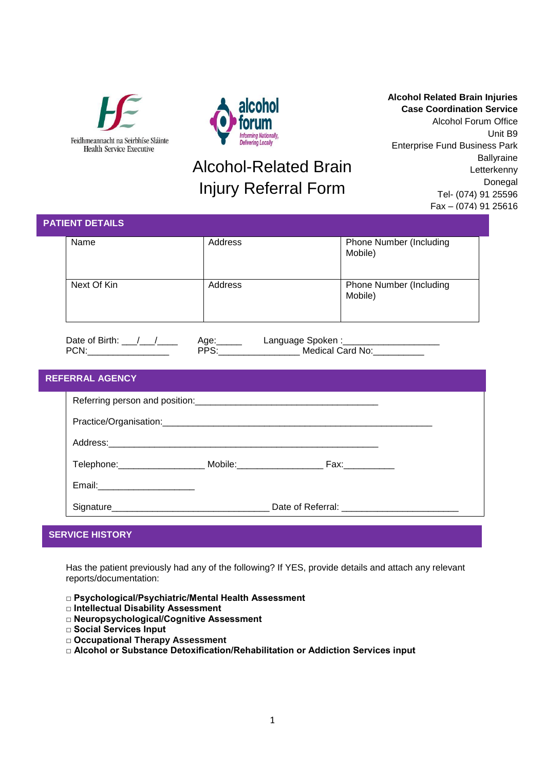Feidhmeannacht na Seirbhíse Sláinte
Health Service Executive

alcohol forum
Informing Nationally, Delivering Locally

# Alcohol-Related Brain Injury Referral Form

**Alcohol Related Brain Injuries**
**Case Coordination Service**
Alcohol Forum Office
Unit B9
Enterprise Fund Business Park
Ballyraine
Letterkenny
Donegal
Tel- (074) 91 25596
Fax – (074) 91 25616

## PATIENT DETAILS

| Name | Address | Phone Number (Including Mobile) |
|---|---|---|
| Next Of Kin | Address | Phone Number (Including Mobile) |

Date of Birth: ___/___/____ Age:_____ Language Spoken :___________________
PCN:________________ PPS:________________ Medical Card No:__________

## REFERRAL AGENCY

Referring person and position:____________________________________

Practice/Organisation:_____________________________________________________

Address:_____________________________________________________

Telephone:_________________ Mobile:_________________ Fax:__________

Email:___________________

Signature_______________________________ Date of Referral: _______________________

## SERVICE HISTORY

Has the patient previously had any of the following? If YES, provide details and attach any relevant reports/documentation:

- □ **Psychological/Psychiatric/Mental Health Assessment**
- □ **Intellectual Disability Assessment**
- □ **Neuropsychological/Cognitive Assessment**
- □ **Social Services Input**
- □ **Occupational Therapy Assessment**
- □ **Alcohol or Substance Detoxification/Rehabilitation or Addiction Services input**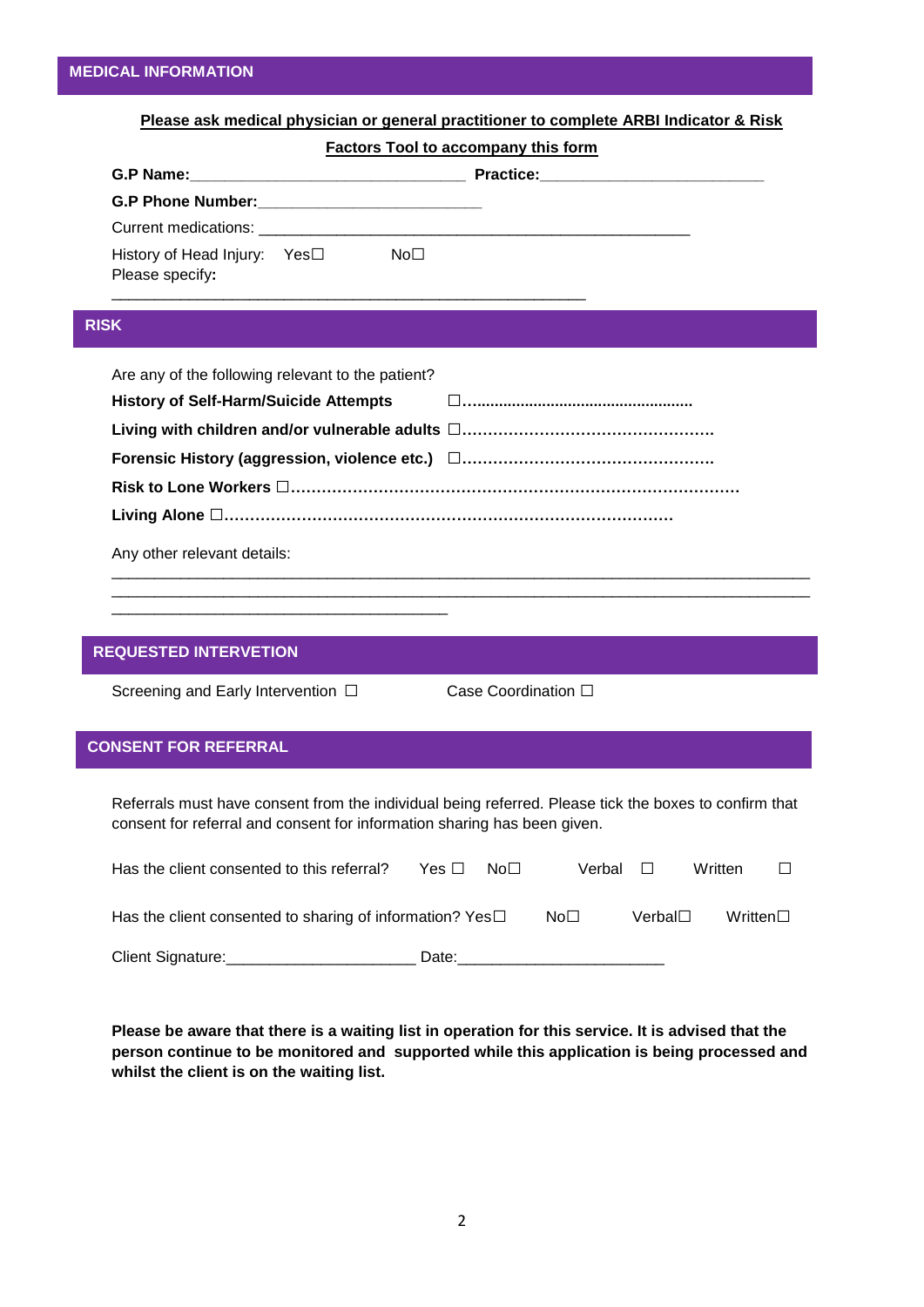## MEDICAL INFORMATION

**Please ask medical physician or general practitioner to complete ARBI Indicator & Risk Factors Tool to accompany this form**

**G.P Name:**_______________________________ **Practice:**_________________________

**G.P Phone Number:**_________________________

Current medications: ___________________________________________________

History of Head Injury: Yes☐ No☐

Please specify**:**

_______________________________________________________

## RISK

Are any of the following relevant to the patient?

**History of Self-Harm/Suicide Attempts** ☐………………………………………….

**Living with children and/or vulnerable adults** ☐………………………………………….

**Forensic History (aggression, violence etc.)** ☐………………………………………….

**Risk to Lone Workers** ☐……………………………………………………………………….

**Living Alone** ☐……………………………………………………………………….

Any other relevant details:

_______________________________________________________________________________

_______________________________________________________________________________

______________________________________

## REQUESTED INTERVETION

Screening and Early Intervention ☐ Case Coordination ☐

## CONSENT FOR REFERRAL

Referrals must have consent from the individual being referred. Please tick the boxes to confirm that consent for referral and consent for information sharing has been given.

Has the client consented to this referral? Yes ☐ No☐ Verbal ☐ Written ☐

Has the client consented to sharing of information? Yes☐ No☐ Verbal☐ Written☐

Client Signature:_____________________ Date:_______________________

**Please be aware that there is a waiting list in operation for this service. It is advised that the person continue to be monitored and supported while this application is being processed and whilst the client is on the waiting list.**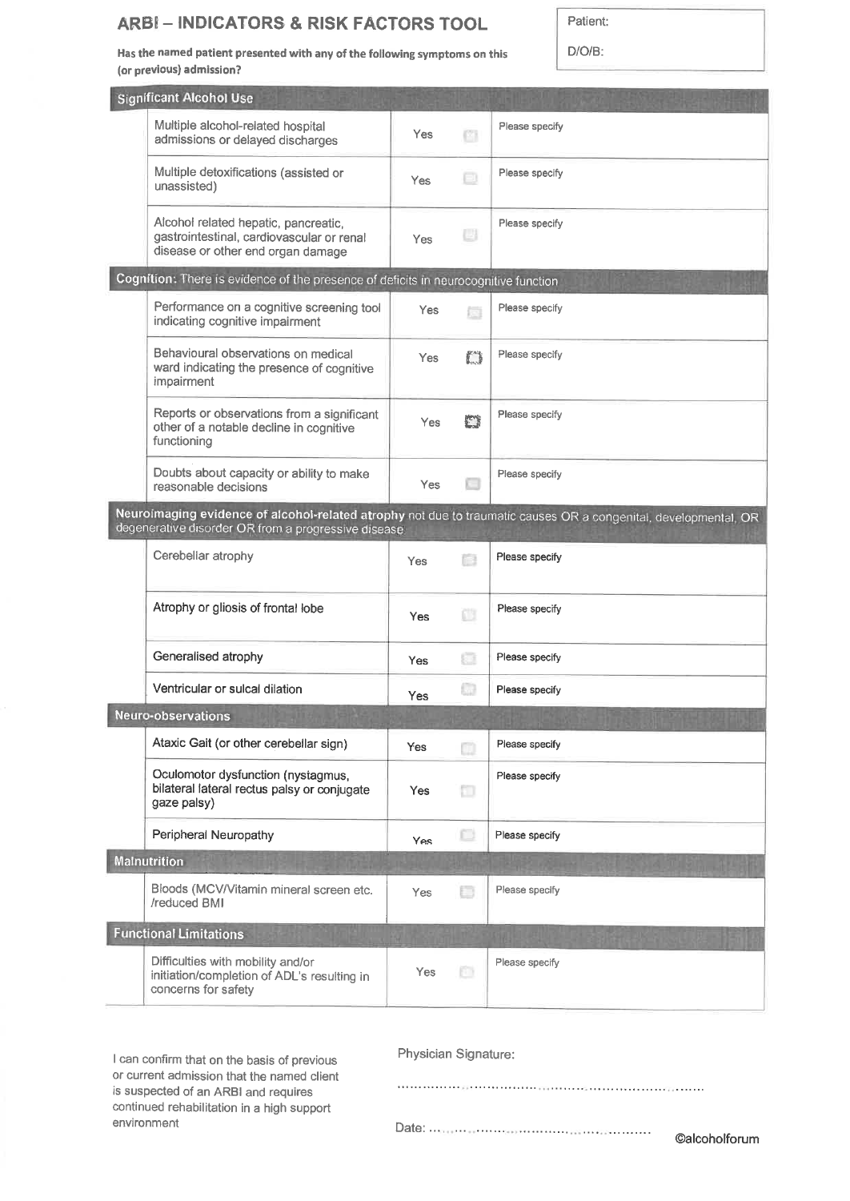# ARBI – INDICATORS & RISK FACTORS TOOL

**Has the named patient presented with any of the following symptoms on this (or previous) admission?**

Patient:

D/O/B:

| | | |
|---|---|---|
| **Significant Alcohol Use** | | |
| Multiple alcohol-related hospital admissions or delayed discharges | Yes ☐ | Please specify |
| Multiple detoxifications (assisted or unassisted) | Yes ☐ | Please specify |
| Alcohol related hepatic, pancreatic, gastrointestinal, cardiovascular or renal disease or other end organ damage | Yes ☐ | Please specify |
| **Cognition:** There is evidence of the presence of deficits in neurocognitive function | | |
| Performance on a cognitive screening tool indicating cognitive impairment | Yes ☐ | Please specify |
| Behavioural observations on medical ward indicating the presence of cognitive impairment | Yes ☐ | Please specify |
| Reports or observations from a significant other of a notable decline in cognitive functioning | Yes ☐ | Please specify |
| Doubts about capacity or ability to make reasonable decisions | Yes ☐ | Please specify |
| **Neuroimaging evidence of alcohol-related atrophy** not due to traumatic causes OR a congenital, developmental, OR degenerative disorder OR from a progressive disease | | |
| Cerebellar atrophy | Yes ☐ | Please specify |
| Atrophy or gliosis of frontal lobe | Yes ☐ | Please specify |
| Generalised atrophy | Yes ☐ | Please specify |
| Ventricular or sulcal dilation | Yes ☐ | Please specify |
| **Neuro-observations** | | |
| Ataxic Gait (or other cerebellar sign) | Yes ☐ | Please specify |
| Oculomotor dysfunction (nystagmus, bilateral lateral rectus palsy or conjugate gaze palsy) | Yes ☐ | Please specify |
| Peripheral Neuropathy | Yes ☐ | Please specify |
| **Malnutrition** | | |
| Bloods (MCV/Vitamin mineral screen etc. /reduced BMI | Yes ☐ | Please specify |
| **Functional Limitations** | | |
| Difficulties with mobility and/or initiation/completion of ADL's resulting in concerns for safety | Yes ☐ | Please specify |

I can confirm that on the basis of previous or current admission that the named client is suspected of an ARBI and requires continued rehabilitation in a high support environment

Physician Signature: ..............................................................................

Date: ..........................................................

©alcoholforum